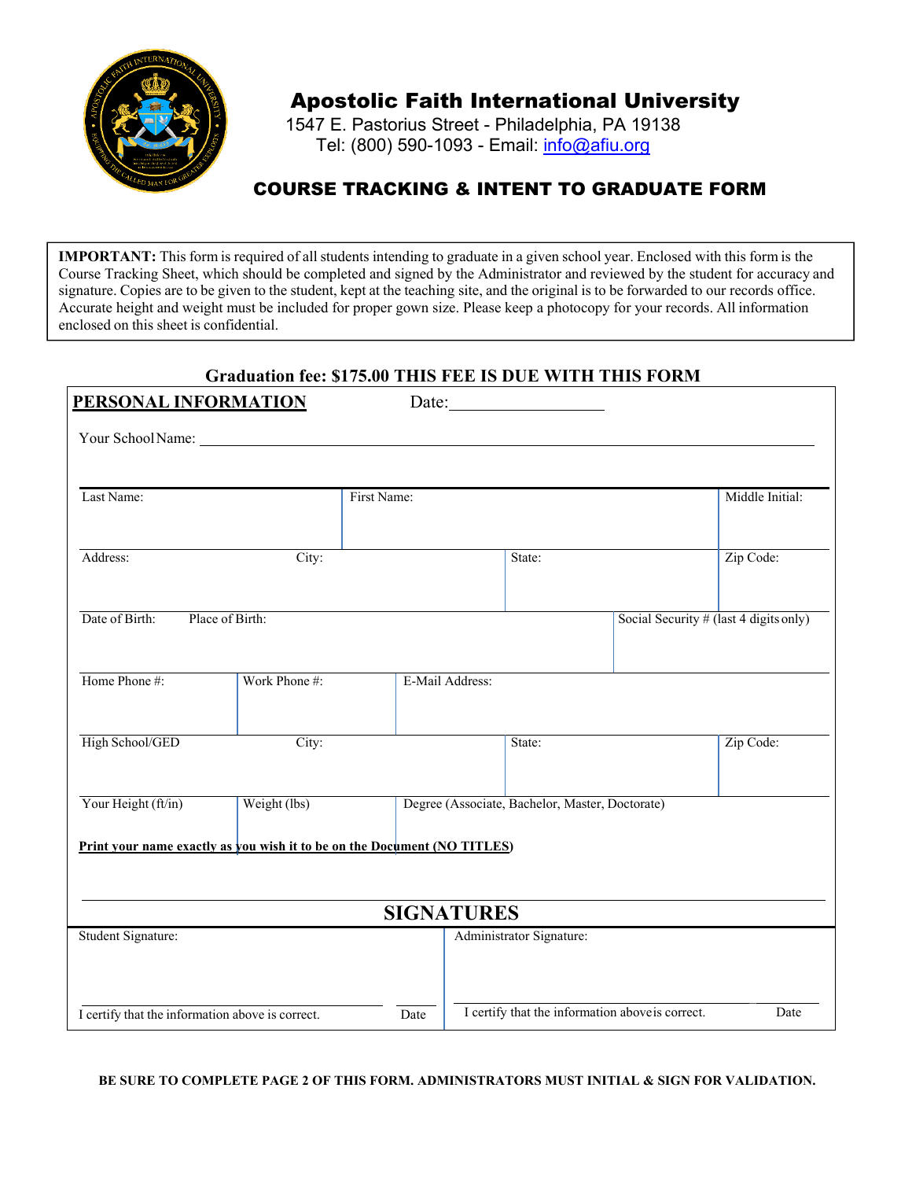# Apostolic Faith International University

1547 E. Pastorius Street - Philadelphia, PA 19138
Tel: (800) 590-1093 - Email: info@afiu.org

## COURSE TRACKING & INTENT TO GRADUATE FORM

**IMPORTANT:** This form is required of all students intending to graduate in a given school year. Enclosed with this form is the Course Tracking Sheet, which should be completed and signed by the Administrator and reviewed by the student for accuracy and signature. Copies are to be given to the student, kept at the teaching site, and the original is to be forwarded to our records office. Accurate height and weight must be included for proper gown size. Please keep a photocopy for your records. All information enclosed on this sheet is confidential.

**Graduation fee: $175.00 THIS FEE IS DUE WITH THIS FORM**

**PERSONAL INFORMATION** Date: ____________________

Your School Name: ______________________________________________________________

| Last Name: | First Name: | | Middle Initial: |
|---|---|---|---|
| Address: City: | | State: | Zip Code: |
| Date of Birth: Place of Birth: | | | Social Security # (last 4 digits only) |
| Home Phone #: | Work Phone #: | E-Mail Address: | |
| High School/GED City: | | State: | Zip Code: |
| Your Height (ft/in) | Weight (lbs) | Degree (Associate, Bachelor, Master, Doctorate) | |

**Print your name exactly as you wish it to be on the Document (NO TITLES)**

______________________________________________________________

## SIGNATURES

| Student Signature: | Administrator Signature: |
|---|---|
| I certify that the information above is correct. Date | I certify that the information above is correct. Date |

**BE SURE TO COMPLETE PAGE 2 OF THIS FORM. ADMINISTRATORS MUST INITIAL & SIGN FOR VALIDATION.**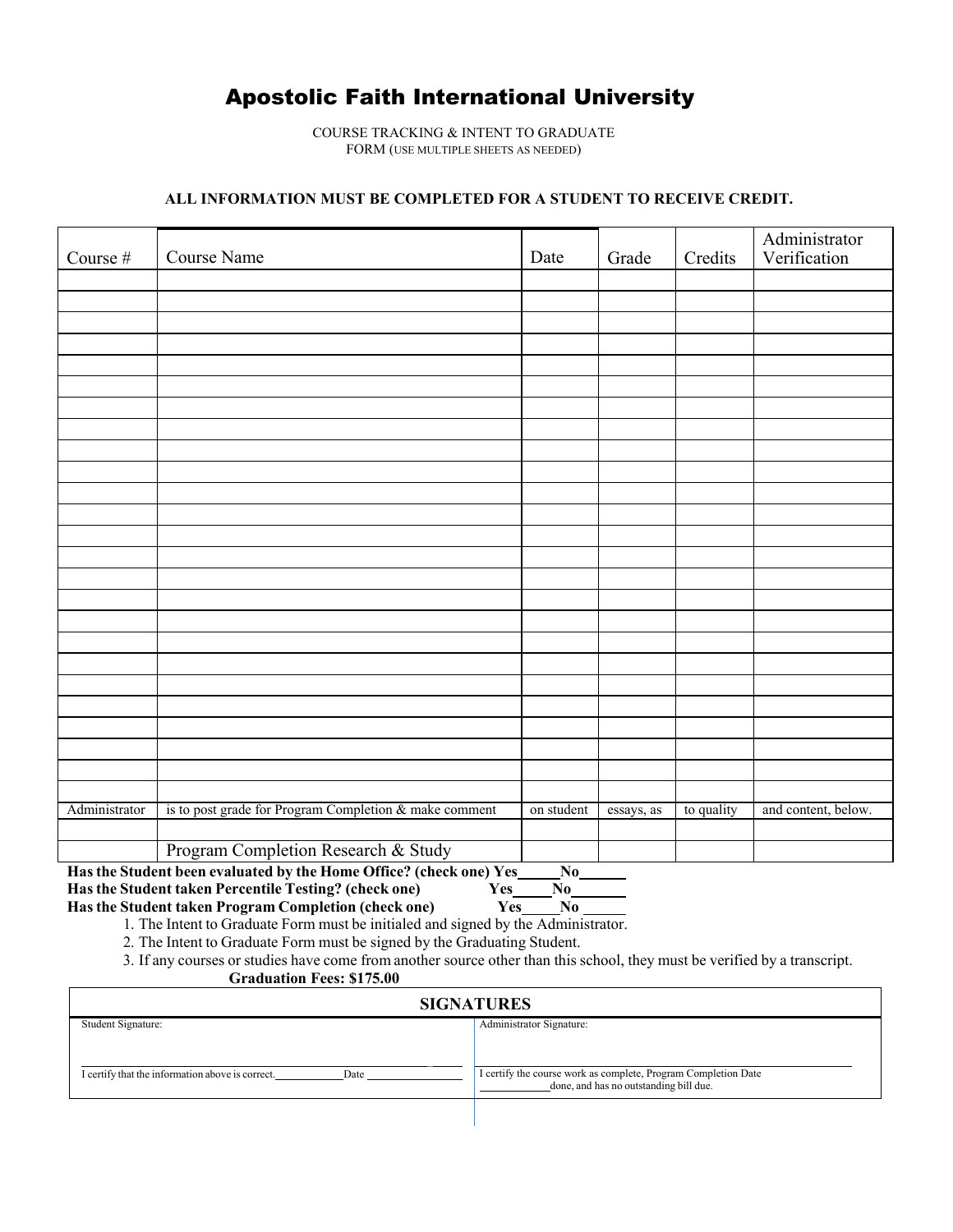# Apostolic Faith International University

COURSE TRACKING & INTENT TO GRADUATE
FORM (USE MULTIPLE SHEETS AS NEEDED)

**ALL INFORMATION MUST BE COMPLETED FOR A STUDENT TO RECEIVE CREDIT.**

| Course # | Course Name | Date | Grade | Credits | Administrator Verification |
|---|---|---|---|---|---|
| | | | | | |
| | | | | | |
| | | | | | |
| | | | | | |
| | | | | | |
| | | | | | |
| | | | | | |
| | | | | | |
| | | | | | |
| | | | | | |
| | | | | | |
| | | | | | |
| | | | | | |
| | | | | | |
| | | | | | |
| | | | | | |
| | | | | | |
| | | | | | |
| | | | | | |
| | | | | | |
| | | | | | |
| | | | | | |
| | | | | | |
| | | | | | |
| | | | | | |
| Administrator | is to post grade for Program Completion & make comment | on student | essays, as | to quality | and content, below. |
| | | | | | |
| | Program Completion Research & Study | | | | |

**Has the Student been evaluated by the Home Office? (check one) Yes\_\_\_\_\_ No\_\_\_\_\_**
**Has the Student taken Percentile Testing? (check one) Yes\_\_\_\_\_ No\_\_\_\_\_**
**Has the Student taken Program Completion (check one) Yes\_\_\_\_\_ No\_\_\_\_\_**

1. The Intent to Graduate Form must be initialed and signed by the Administrator.
2. The Intent to Graduate Form must be signed by the Graduating Student.
3. If any courses or studies have come from another source other than this school, they must be verified by a transcript.

**Graduation Fees: $175.00**

| SIGNATURES | |
|---|---|
| Student Signature: | Administrator Signature: |
| I certify that the information above is correct.\_\_\_\_\_\_\_\_\_\_ Date \_\_\_\_\_\_\_\_\_\_ | I certify the course work as complete, Program Completion Date \_\_\_\_\_\_\_\_\_\_ done, and has no outstanding bill due. |